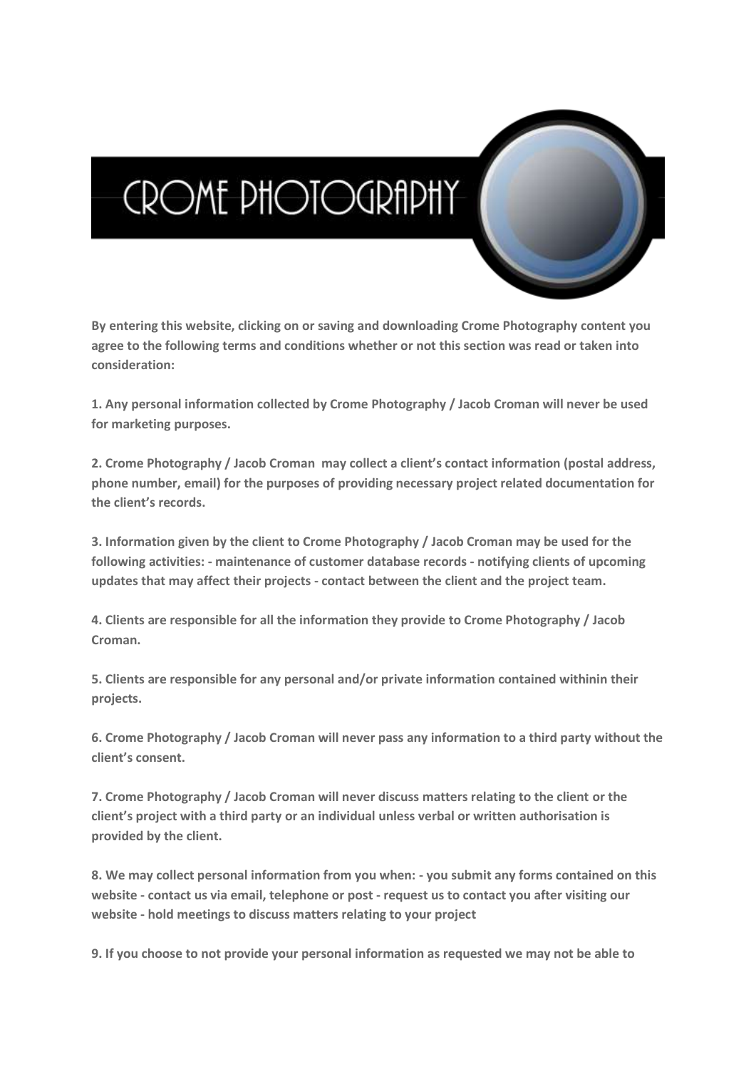# CROME PHOTOGRAPHY

**By entering this website, clicking on or saving and downloading Crome Photography content you agree to the following terms and conditions whether or not this section was read or taken into consideration:**

**1. Any personal information collected by Crome Photography / Jacob Croman will never be used for marketing purposes.**

**2. Crome Photography / Jacob Croman may collect a client's contact information (postal address, phone number, email) for the purposes of providing necessary project related documentation for the client's records.**

**3. Information given by the client to Crome Photography / Jacob Croman may be used for the following activities: - maintenance of customer database records - notifying clients of upcoming updates that may affect their projects - contact between the client and the project team.**

**4. Clients are responsible for all the information they provide to Crome Photography / Jacob Croman.**

**5. Clients are responsible for any personal and/or private information contained withinin their projects.**

**6. Crome Photography / Jacob Croman will never pass any information to a third party without the client's consent.**

**7. Crome Photography / Jacob Croman will never discuss matters relating to the client or the client's project with a third party or an individual unless verbal or written authorisation is provided by the client.**

**8. We may collect personal information from you when: - you submit any forms contained on this website - contact us via email, telephone or post - request us to contact you after visiting our website - hold meetings to discuss matters relating to your project**

**9. If you choose to not provide your personal information as requested we may not be able to**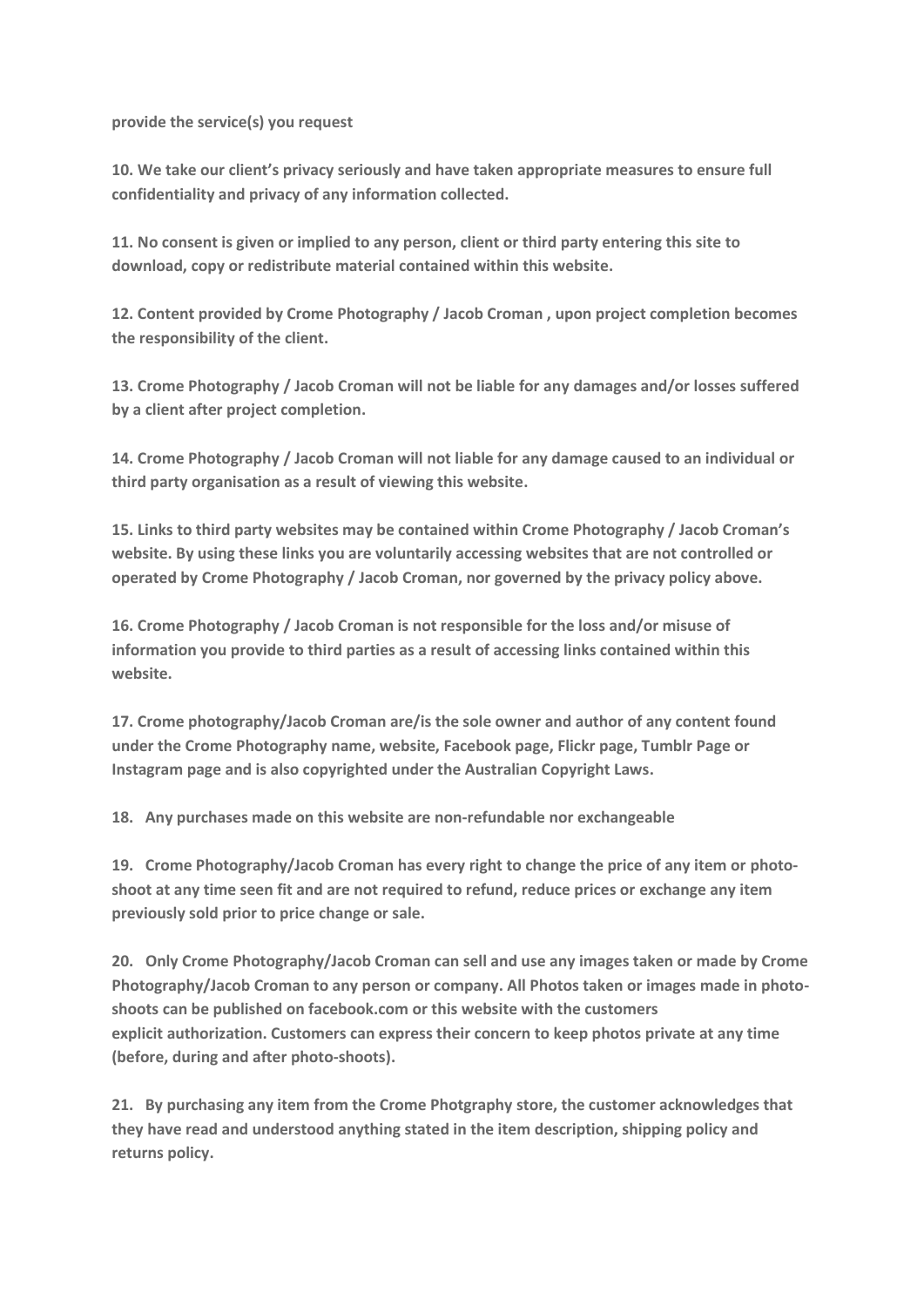**provide the service(s) you request**

**10. We take our client's privacy seriously and have taken appropriate measures to ensure full confidentiality and privacy of any information collected.**

**11. No consent is given or implied to any person, client or third party entering this site to download, copy or redistribute material contained within this website.**

**12. Content provided by Crome Photography / Jacob Croman , upon project completion becomes the responsibility of the client.**

**13. Crome Photography / Jacob Croman will not be liable for any damages and/or losses suffered by a client after project completion.**

**14. Crome Photography / Jacob Croman will not liable for any damage caused to an individual or third party organisation as a result of viewing this website.**

**15. Links to third party websites may be contained within Crome Photography / Jacob Croman's website. By using these links you are voluntarily accessing websites that are not controlled or operated by Crome Photography / Jacob Croman, nor governed by the privacy policy above.**

**16. Crome Photography / Jacob Croman is not responsible for the loss and/or misuse of information you provide to third parties as a result of accessing links contained within this website.**

**17. Crome photography/Jacob Croman are/is the sole owner and author of any content found under the Crome Photography name, website, Facebook page, Flickr page, Tumblr Page or Instagram page and is also copyrighted under the Australian Copyright Laws.**

**18. Any purchases made on this website are non-refundable nor exchangeable**

**19. Crome Photography/Jacob Croman has every right to change the price of any item or photo-shoot at any time seen fit and are not required to refund, reduce prices or exchange any item previously sold prior to price change or sale.**

**20. Only Crome Photography/Jacob Croman can sell and use any images taken or made by Crome Photography/Jacob Croman to any person or company. All Photos taken or images made in photo-shoots can be published on facebook.com or this website with the customers explicit authorization. Customers can express their concern to keep photos private at any time (before, during and after photo-shoots).**

**21. By purchasing any item from the Crome Photgraphy store, the customer acknowledges that they have read and understood anything stated in the item description, shipping policy and returns policy.**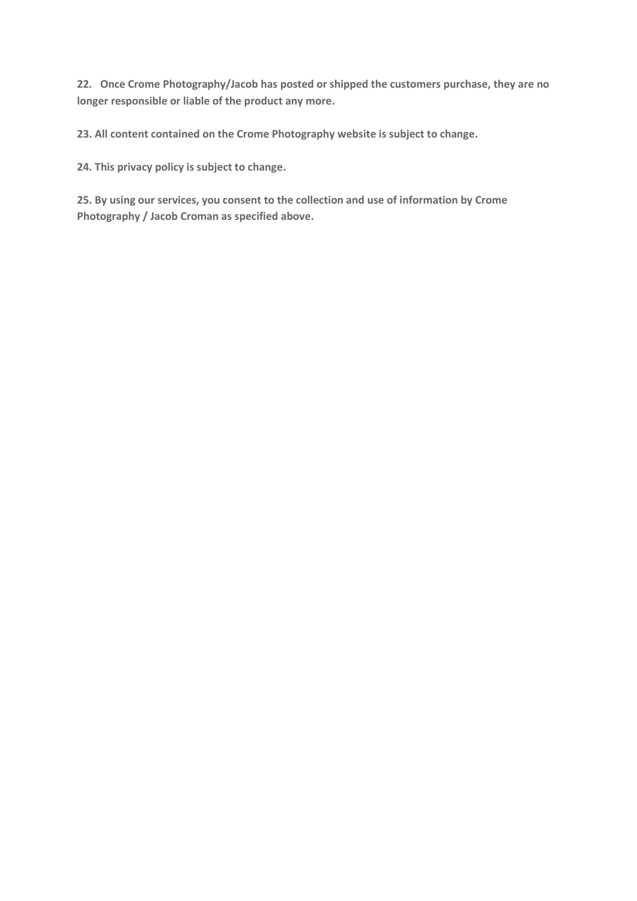**22. Once Crome Photography/Jacob has posted or shipped the customers purchase, they are no longer responsible or liable of the product any more.**

**23. All content contained on the Crome Photography website is subject to change.**

**24. This privacy policy is subject to change.**

**25. By using our services, you consent to the collection and use of information by Crome Photography / Jacob Croman as specified above.**